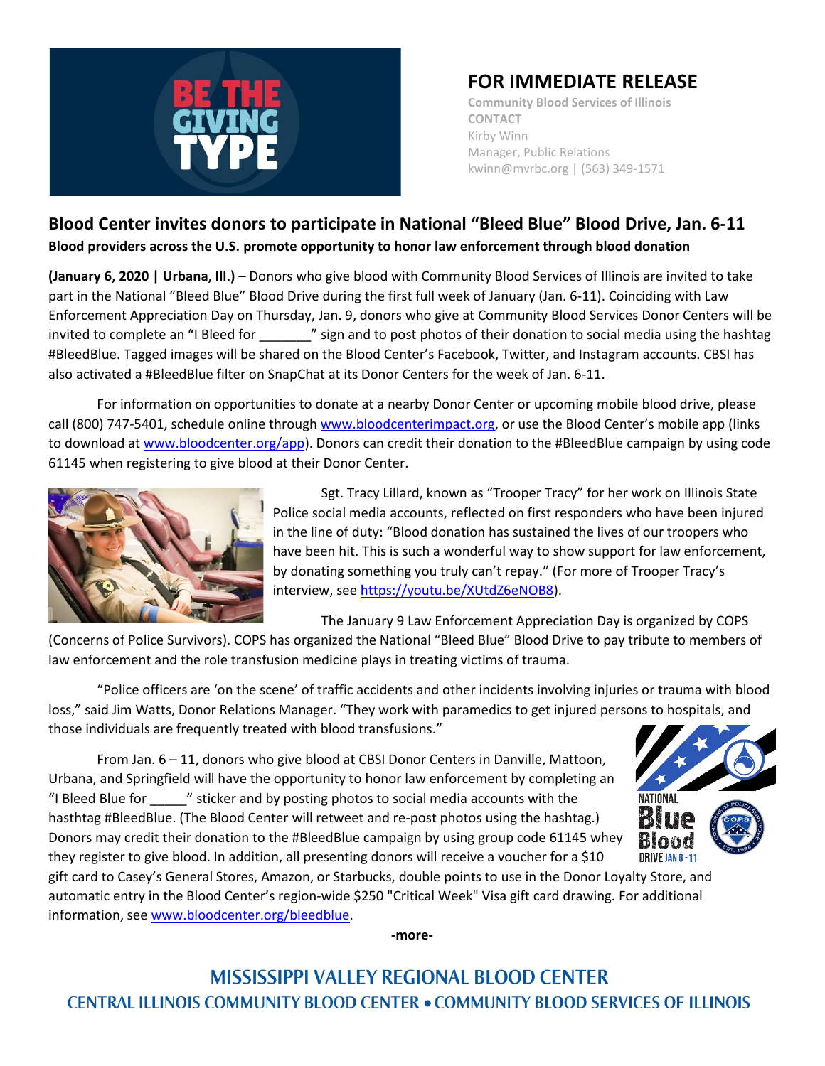# FOR IMMEDIATE RELEASE

**Community Blood Services of Illinois**
**CONTACT**
Kirby Winn
Manager, Public Relations
kwinn@mvrbc.org | (563) 349-1571

## Blood Center invites donors to participate in National "Bleed Blue" Blood Drive, Jan. 6-11

**Blood providers across the U.S. promote opportunity to honor law enforcement through blood donation**

**(January 6, 2020 | Urbana, Ill.)** – Donors who give blood with Community Blood Services of Illinois are invited to take part in the National "Bleed Blue" Blood Drive during the first full week of January (Jan. 6-11). Coinciding with Law Enforcement Appreciation Day on Thursday, Jan. 9, donors who give at Community Blood Services Donor Centers will be invited to complete an "I Bleed for _______" sign and to post photos of their donation to social media using the hashtag #BleedBlue. Tagged images will be shared on the Blood Center's Facebook, Twitter, and Instagram accounts. CBSI has also activated a #BleedBlue filter on SnapChat at its Donor Centers for the week of Jan. 6-11.

For information on opportunities to donate at a nearby Donor Center or upcoming mobile blood drive, please call (800) 747-5401, schedule online through www.bloodcenterimpact.org, or use the Blood Center's mobile app (links to download at www.bloodcenter.org/app). Donors can credit their donation to the #BleedBlue campaign by using code 61145 when registering to give blood at their Donor Center.

Sgt. Tracy Lillard, known as "Trooper Tracy" for her work on Illinois State Police social media accounts, reflected on first responders who have been injured in the line of duty: "Blood donation has sustained the lives of our troopers who have been hit. This is such a wonderful way to show support for law enforcement, by donating something you truly can't repay." (For more of Trooper Tracy's interview, see https://youtu.be/XUtdZ6eNOB8).

The January 9 Law Enforcement Appreciation Day is organized by COPS (Concerns of Police Survivors). COPS has organized the National "Bleed Blue" Blood Drive to pay tribute to members of law enforcement and the role transfusion medicine plays in treating victims of trauma.

"Police officers are 'on the scene' of traffic accidents and other incidents involving injuries or trauma with blood loss," said Jim Watts, Donor Relations Manager. "They work with paramedics to get injured persons to hospitals, and those individuals are frequently treated with blood transfusions."

From Jan. 6 – 11, donors who give blood at CBSI Donor Centers in Danville, Mattoon, Urbana, and Springfield will have the opportunity to honor law enforcement by completing an "I Bleed Blue for _____" sticker and by posting photos to social media accounts with the hasthtag #BleedBlue. (The Blood Center will retweet and re-post photos using the hashtag.) Donors may credit their donation to the #BleedBlue campaign by using group code 61145 whey they register to give blood. In addition, all presenting donors will receive a voucher for a $10 gift card to Casey's General Stores, Amazon, or Starbucks, double points to use in the Donor Loyalty Store, and automatic entry in the Blood Center's region-wide $250 "Critical Week" Visa gift card drawing. For additional information, see www.bloodcenter.org/bleedblue.

-more-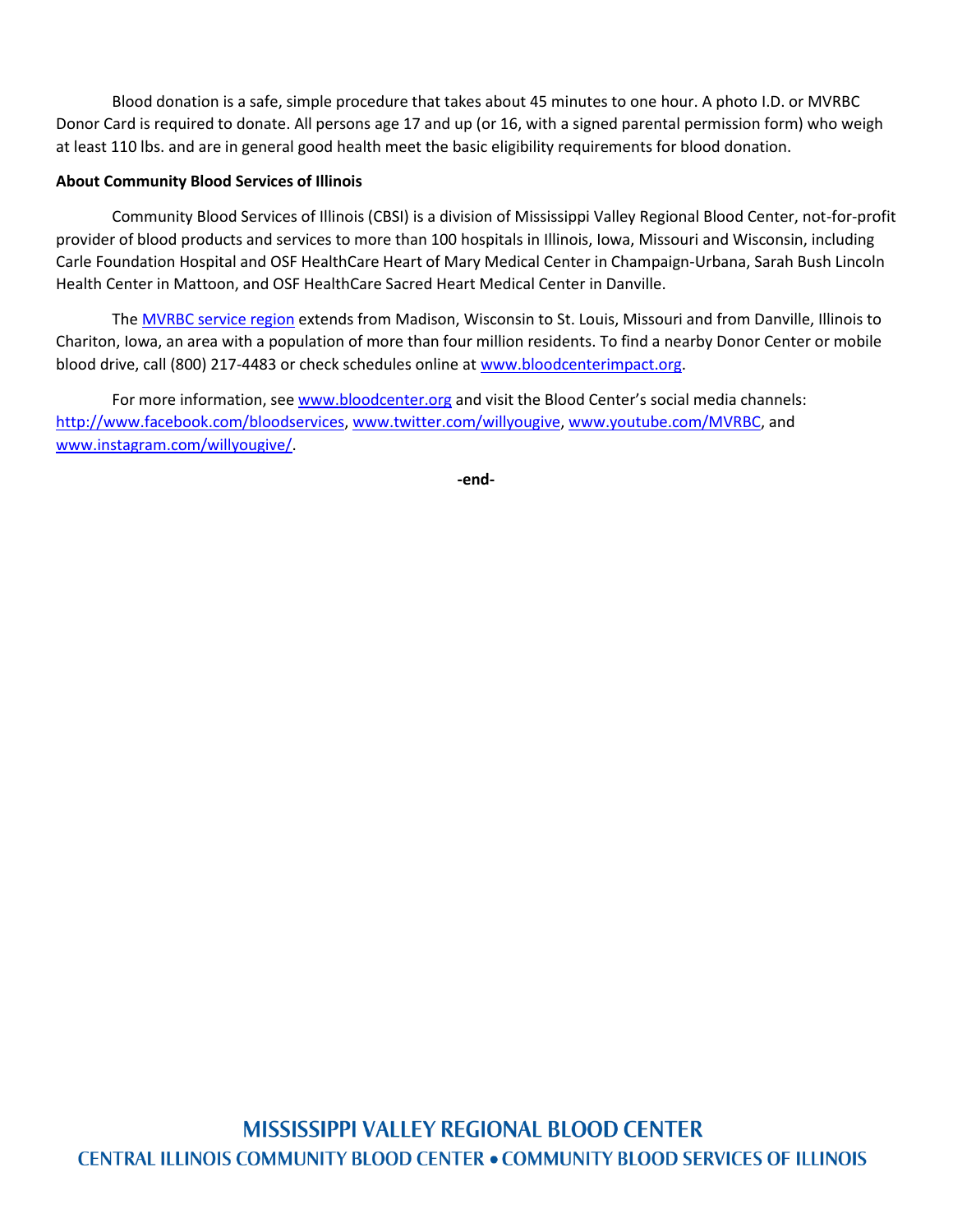Blood donation is a safe, simple procedure that takes about 45 minutes to one hour. A photo I.D. or MVRBC Donor Card is required to donate. All persons age 17 and up (or 16, with a signed parental permission form) who weigh at least 110 lbs. and are in general good health meet the basic eligibility requirements for blood donation.

**About Community Blood Services of Illinois**

Community Blood Services of Illinois (CBSI) is a division of Mississippi Valley Regional Blood Center, not-for-profit provider of blood products and services to more than 100 hospitals in Illinois, Iowa, Missouri and Wisconsin, including Carle Foundation Hospital and OSF HealthCare Heart of Mary Medical Center in Champaign-Urbana, Sarah Bush Lincoln Health Center in Mattoon, and OSF HealthCare Sacred Heart Medical Center in Danville.

The MVRBC service region extends from Madison, Wisconsin to St. Louis, Missouri and from Danville, Illinois to Chariton, Iowa, an area with a population of more than four million residents. To find a nearby Donor Center or mobile blood drive, call (800) 217-4483 or check schedules online at www.bloodcenterimpact.org.

For more information, see www.bloodcenter.org and visit the Blood Center's social media channels: http://www.facebook.com/bloodservices, www.twitter.com/willyougive, www.youtube.com/MVRBC, and www.instagram.com/willyougive/.

**-end-**

MISSISSIPPI VALLEY REGIONAL BLOOD CENTER

CENTRAL ILLINOIS COMMUNITY BLOOD CENTER • COMMUNITY BLOOD SERVICES OF ILLINOIS